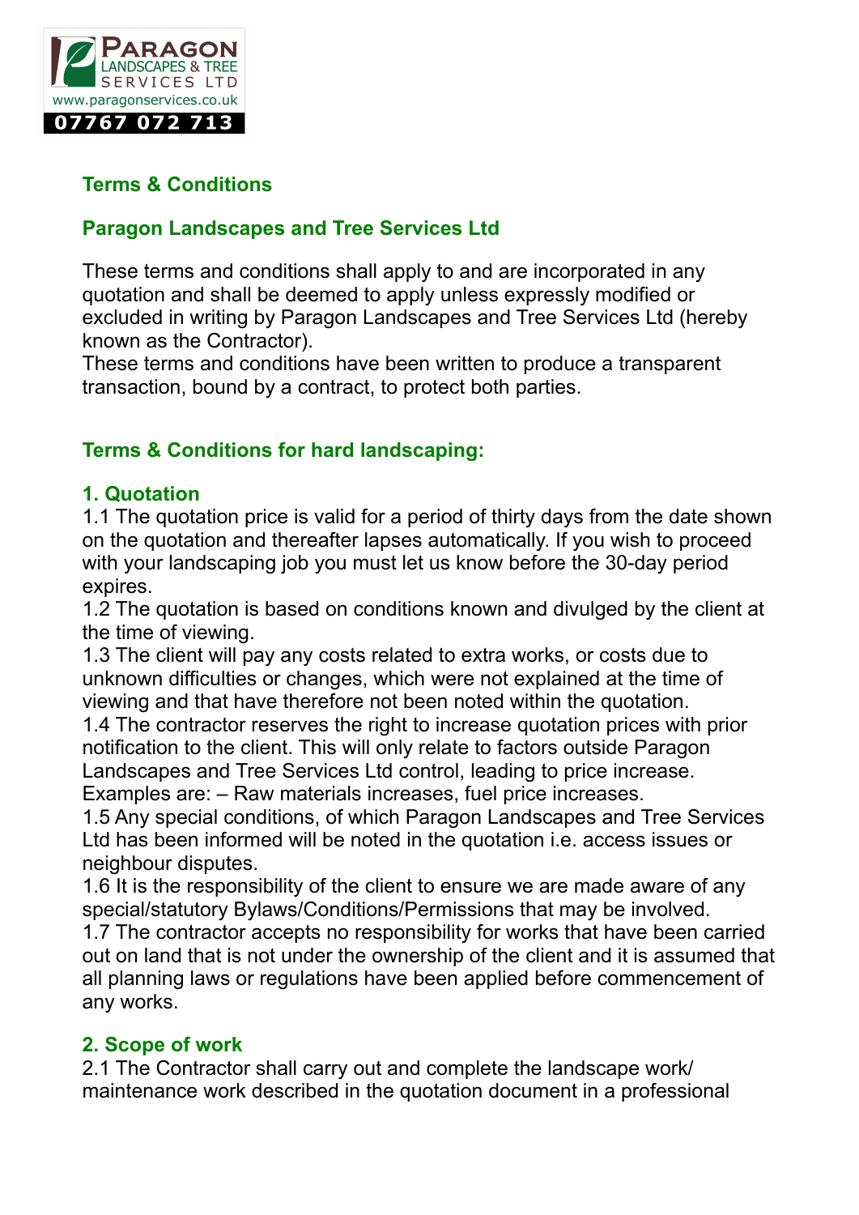PARAGON LANDSCAPES & TREE SERVICES LTD
www.paragonservices.co.uk
07767 072 713

## Terms & Conditions

## Paragon Landscapes and Tree Services Ltd

These terms and conditions shall apply to and are incorporated in any quotation and shall be deemed to apply unless expressly modified or excluded in writing by Paragon Landscapes and Tree Services Ltd (hereby known as the Contractor).
These terms and conditions have been written to produce a transparent transaction, bound by a contract, to protect both parties.

## Terms & Conditions for hard landscaping:

### 1. Quotation

1.1 The quotation price is valid for a period of thirty days from the date shown on the quotation and thereafter lapses automatically. If you wish to proceed with your landscaping job you must let us know before the 30-day period expires.
1.2 The quotation is based on conditions known and divulged by the client at the time of viewing.
1.3 The client will pay any costs related to extra works, or costs due to unknown difficulties or changes, which were not explained at the time of viewing and that have therefore not been noted within the quotation.
1.4 The contractor reserves the right to increase quotation prices with prior notification to the client. This will only relate to factors outside Paragon Landscapes and Tree Services Ltd control, leading to price increase. Examples are: – Raw materials increases, fuel price increases.
1.5 Any special conditions, of which Paragon Landscapes and Tree Services Ltd has been informed will be noted in the quotation i.e. access issues or neighbour disputes.
1.6 It is the responsibility of the client to ensure we are made aware of any special/statutory Bylaws/Conditions/Permissions that may be involved.
1.7 The contractor accepts no responsibility for works that have been carried out on land that is not under the ownership of the client and it is assumed that all planning laws or regulations have been applied before commencement of any works.

### 2. Scope of work

2.1 The Contractor shall carry out and complete the landscape work/ maintenance work described in the quotation document in a professional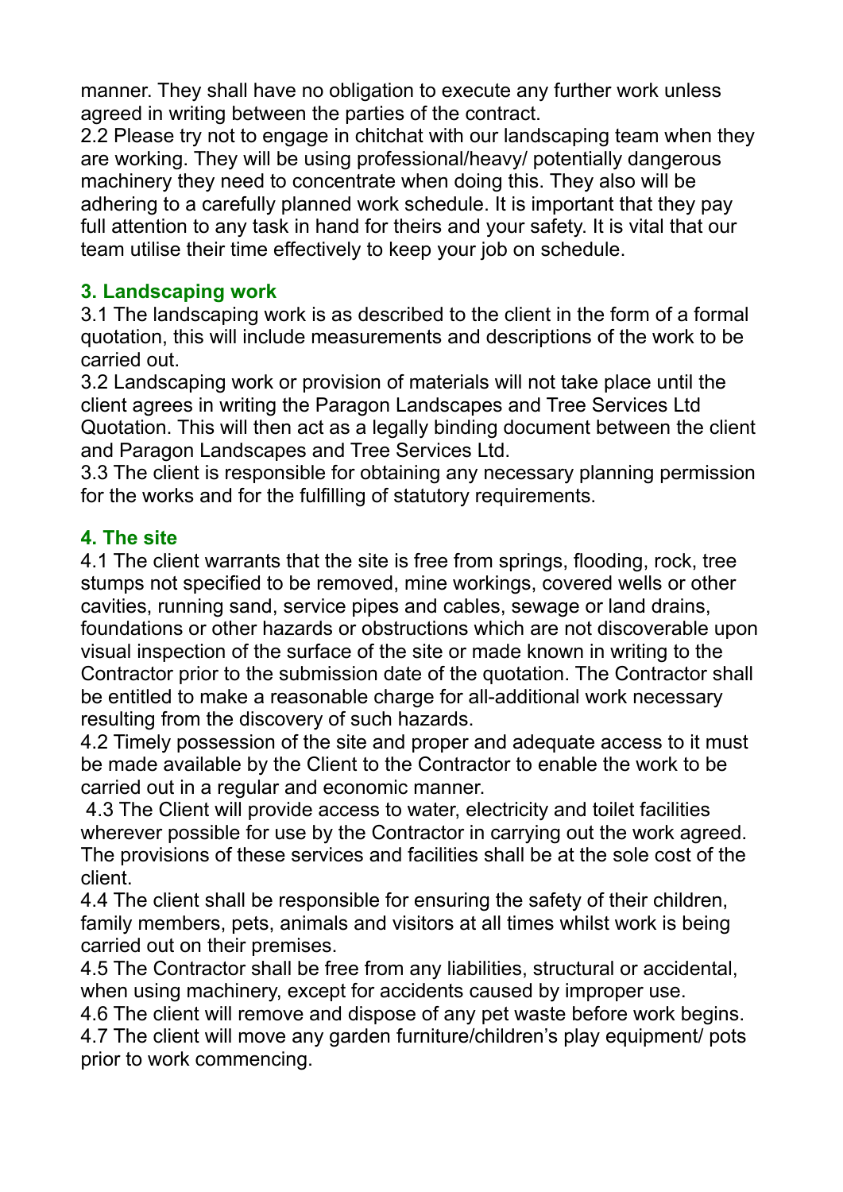manner. They shall have no obligation to execute any further work unless agreed in writing between the parties of the contract.

2.2 Please try not to engage in chitchat with our landscaping team when they are working. They will be using professional/heavy/ potentially dangerous machinery they need to concentrate when doing this. They also will be adhering to a carefully planned work schedule. It is important that they pay full attention to any task in hand for theirs and your safety. It is vital that our team utilise their time effectively to keep your job on schedule.

### 3. Landscaping work

3.1 The landscaping work is as described to the client in the form of a formal quotation, this will include measurements and descriptions of the work to be carried out.

3.2 Landscaping work or provision of materials will not take place until the client agrees in writing the Paragon Landscapes and Tree Services Ltd Quotation. This will then act as a legally binding document between the client and Paragon Landscapes and Tree Services Ltd.

3.3 The client is responsible for obtaining any necessary planning permission for the works and for the fulfilling of statutory requirements.

### 4. The site

4.1 The client warrants that the site is free from springs, flooding, rock, tree stumps not specified to be removed, mine workings, covered wells or other cavities, running sand, service pipes and cables, sewage or land drains, foundations or other hazards or obstructions which are not discoverable upon visual inspection of the surface of the site or made known in writing to the Contractor prior to the submission date of the quotation. The Contractor shall be entitled to make a reasonable charge for all-additional work necessary resulting from the discovery of such hazards.

4.2 Timely possession of the site and proper and adequate access to it must be made available by the Client to the Contractor to enable the work to be carried out in a regular and economic manner.

4.3 The Client will provide access to water, electricity and toilet facilities wherever possible for use by the Contractor in carrying out the work agreed. The provisions of these services and facilities shall be at the sole cost of the client.

4.4 The client shall be responsible for ensuring the safety of their children, family members, pets, animals and visitors at all times whilst work is being carried out on their premises.

4.5 The Contractor shall be free from any liabilities, structural or accidental, when using machinery, except for accidents caused by improper use.

4.6 The client will remove and dispose of any pet waste before work begins.

4.7 The client will move any garden furniture/children's play equipment/ pots prior to work commencing.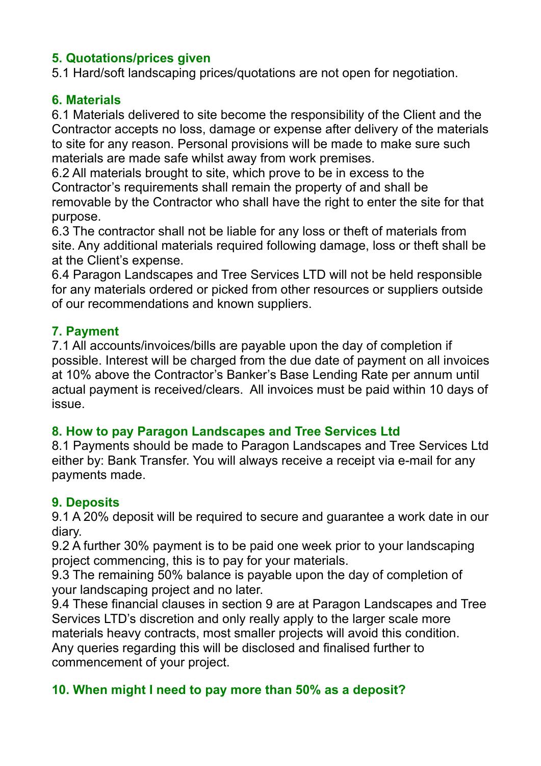## 5. Quotations/prices given

5.1 Hard/soft landscaping prices/quotations are not open for negotiation.

## 6. Materials

6.1 Materials delivered to site become the responsibility of the Client and the Contractor accepts no loss, damage or expense after delivery of the materials to site for any reason. Personal provisions will be made to make sure such materials are made safe whilst away from work premises.

6.2 All materials brought to site, which prove to be in excess to the Contractor's requirements shall remain the property of and shall be removable by the Contractor who shall have the right to enter the site for that purpose.

6.3 The contractor shall not be liable for any loss or theft of materials from site. Any additional materials required following damage, loss or theft shall be at the Client's expense.

6.4 Paragon Landscapes and Tree Services LTD will not be held responsible for any materials ordered or picked from other resources or suppliers outside of our recommendations and known suppliers.

## 7. Payment

7.1 All accounts/invoices/bills are payable upon the day of completion if possible. Interest will be charged from the due date of payment on all invoices at 10% above the Contractor's Banker's Base Lending Rate per annum until actual payment is received/clears. All invoices must be paid within 10 days of issue.

## 8. How to pay Paragon Landscapes and Tree Services Ltd

8.1 Payments should be made to Paragon Landscapes and Tree Services Ltd either by: Bank Transfer. You will always receive a receipt via e-mail for any payments made.

## 9. Deposits

9.1 A 20% deposit will be required to secure and guarantee a work date in our diary.

9.2 A further 30% payment is to be paid one week prior to your landscaping project commencing, this is to pay for your materials.

9.3 The remaining 50% balance is payable upon the day of completion of your landscaping project and no later.

9.4 These financial clauses in section 9 are at Paragon Landscapes and Tree Services LTD's discretion and only really apply to the larger scale more materials heavy contracts, most smaller projects will avoid this condition. Any queries regarding this will be disclosed and finalised further to commencement of your project.

## 10. When might I need to pay more than 50% as a deposit?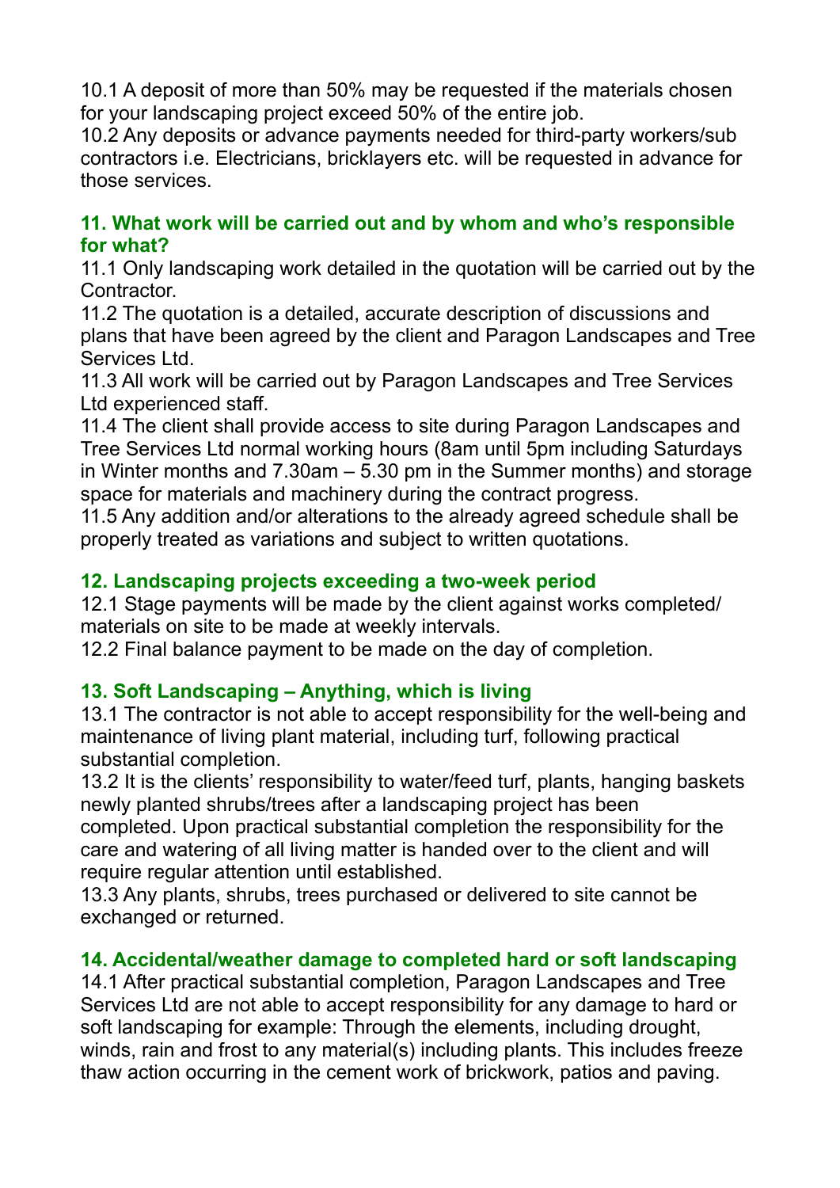10.1 A deposit of more than 50% may be requested if the materials chosen for your landscaping project exceed 50% of the entire job.
10.2 Any deposits or advance payments needed for third-party workers/sub contractors i.e. Electricians, bricklayers etc. will be requested in advance for those services.

## 11. What work will be carried out and by whom and who's responsible for what?

11.1 Only landscaping work detailed in the quotation will be carried out by the Contractor.
11.2 The quotation is a detailed, accurate description of discussions and plans that have been agreed by the client and Paragon Landscapes and Tree Services Ltd.
11.3 All work will be carried out by Paragon Landscapes and Tree Services Ltd experienced staff.
11.4 The client shall provide access to site during Paragon Landscapes and Tree Services Ltd normal working hours (8am until 5pm including Saturdays in Winter months and 7.30am – 5.30 pm in the Summer months) and storage space for materials and machinery during the contract progress.
11.5 Any addition and/or alterations to the already agreed schedule shall be properly treated as variations and subject to written quotations.

## 12. Landscaping projects exceeding a two-week period

12.1 Stage payments will be made by the client against works completed/ materials on site to be made at weekly intervals.
12.2 Final balance payment to be made on the day of completion.

## 13. Soft Landscaping – Anything, which is living

13.1 The contractor is not able to accept responsibility for the well-being and maintenance of living plant material, including turf, following practical substantial completion.
13.2 It is the clients' responsibility to water/feed turf, plants, hanging baskets newly planted shrubs/trees after a landscaping project has been completed. Upon practical substantial completion the responsibility for the care and watering of all living matter is handed over to the client and will require regular attention until established.
13.3 Any plants, shrubs, trees purchased or delivered to site cannot be exchanged or returned.

## 14. Accidental/weather damage to completed hard or soft landscaping

14.1 After practical substantial completion, Paragon Landscapes and Tree Services Ltd are not able to accept responsibility for any damage to hard or soft landscaping for example: Through the elements, including drought, winds, rain and frost to any material(s) including plants. This includes freeze thaw action occurring in the cement work of brickwork, patios and paving.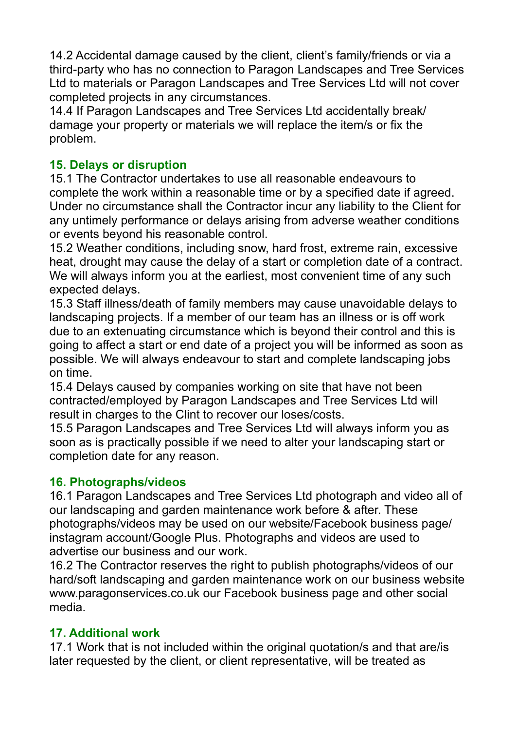14.2 Accidental damage caused by the client, client's family/friends or via a third-party who has no connection to Paragon Landscapes and Tree Services Ltd to materials or Paragon Landscapes and Tree Services Ltd will not cover completed projects in any circumstances.
14.4 If Paragon Landscapes and Tree Services Ltd accidentally break/ damage your property or materials we will replace the item/s or fix the problem.

### 15. Delays or disruption

15.1 The Contractor undertakes to use all reasonable endeavours to complete the work within a reasonable time or by a specified date if agreed. Under no circumstance shall the Contractor incur any liability to the Client for any untimely performance or delays arising from adverse weather conditions or events beyond his reasonable control.
15.2 Weather conditions, including snow, hard frost, extreme rain, excessive heat, drought may cause the delay of a start or completion date of a contract. We will always inform you at the earliest, most convenient time of any such expected delays.
15.3 Staff illness/death of family members may cause unavoidable delays to landscaping projects. If a member of our team has an illness or is off work due to an extenuating circumstance which is beyond their control and this is going to affect a start or end date of a project you will be informed as soon as possible. We will always endeavour to start and complete landscaping jobs on time.
15.4 Delays caused by companies working on site that have not been contracted/employed by Paragon Landscapes and Tree Services Ltd will result in charges to the Clint to recover our loses/costs.
15.5 Paragon Landscapes and Tree Services Ltd will always inform you as soon as is practically possible if we need to alter your landscaping start or completion date for any reason.

### 16. Photographs/videos

16.1 Paragon Landscapes and Tree Services Ltd photograph and video all of our landscaping and garden maintenance work before & after. These photographs/videos may be used on our website/Facebook business page/ instagram account/Google Plus. Photographs and videos are used to advertise our business and our work.
16.2 The Contractor reserves the right to publish photographs/videos of our hard/soft landscaping and garden maintenance work on our business website www.paragonservices.co.uk our Facebook business page and other social media.

### 17. Additional work

17.1 Work that is not included within the original quotation/s and that are/is later requested by the client, or client representative, will be treated as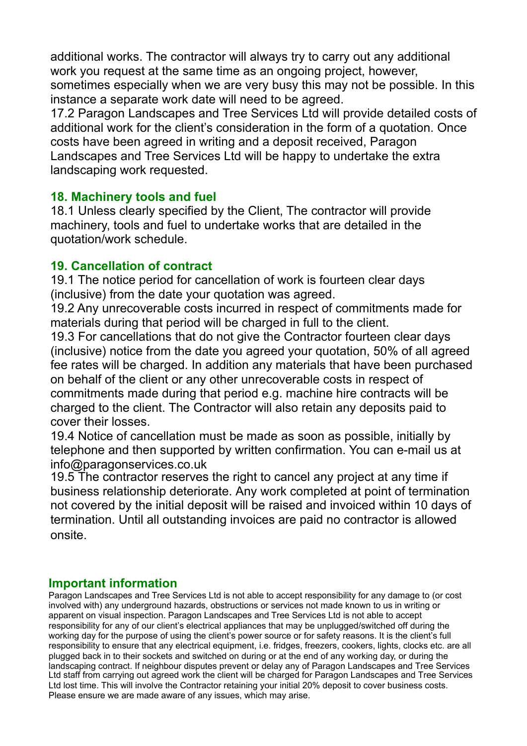additional works. The contractor will always try to carry out any additional work you request at the same time as an ongoing project, however, sometimes especially when we are very busy this may not be possible. In this instance a separate work date will need to be agreed.

17.2 Paragon Landscapes and Tree Services Ltd will provide detailed costs of additional work for the client's consideration in the form of a quotation. Once costs have been agreed in writing and a deposit received, Paragon Landscapes and Tree Services Ltd will be happy to undertake the extra landscaping work requested.

## 18. Machinery tools and fuel

18.1 Unless clearly specified by the Client, The contractor will provide machinery, tools and fuel to undertake works that are detailed in the quotation/work schedule.

## 19. Cancellation of contract

19.1 The notice period for cancellation of work is fourteen clear days (inclusive) from the date your quotation was agreed.

19.2 Any unrecoverable costs incurred in respect of commitments made for materials during that period will be charged in full to the client.

19.3 For cancellations that do not give the Contractor fourteen clear days (inclusive) notice from the date you agreed your quotation, 50% of all agreed fee rates will be charged. In addition any materials that have been purchased on behalf of the client or any other unrecoverable costs in respect of commitments made during that period e.g. machine hire contracts will be charged to the client. The Contractor will also retain any deposits paid to cover their losses.

19.4 Notice of cancellation must be made as soon as possible, initially by telephone and then supported by written confirmation. You can e-mail us at info@paragonservices.co.uk

19.5 The contractor reserves the right to cancel any project at any time if business relationship deteriorate. Any work completed at point of termination not covered by the initial deposit will be raised and invoiced within 10 days of termination. Until all outstanding invoices are paid no contractor is allowed onsite.

## Important information

Paragon Landscapes and Tree Services Ltd is not able to accept responsibility for any damage to (or cost involved with) any underground hazards, obstructions or services not made known to us in writing or apparent on visual inspection. Paragon Landscapes and Tree Services Ltd is not able to accept responsibility for any of our client's electrical appliances that may be unplugged/switched off during the working day for the purpose of using the client's power source or for safety reasons. It is the client's full responsibility to ensure that any electrical equipment, i.e. fridges, freezers, cookers, lights, clocks etc. are all plugged back in to their sockets and switched on during or at the end of any working day, or during the landscaping contract. If neighbour disputes prevent or delay any of Paragon Landscapes and Tree Services Ltd staff from carrying out agreed work the client will be charged for Paragon Landscapes and Tree Services Ltd lost time. This will involve the Contractor retaining your initial 20% deposit to cover business costs. Please ensure we are made aware of any issues, which may arise.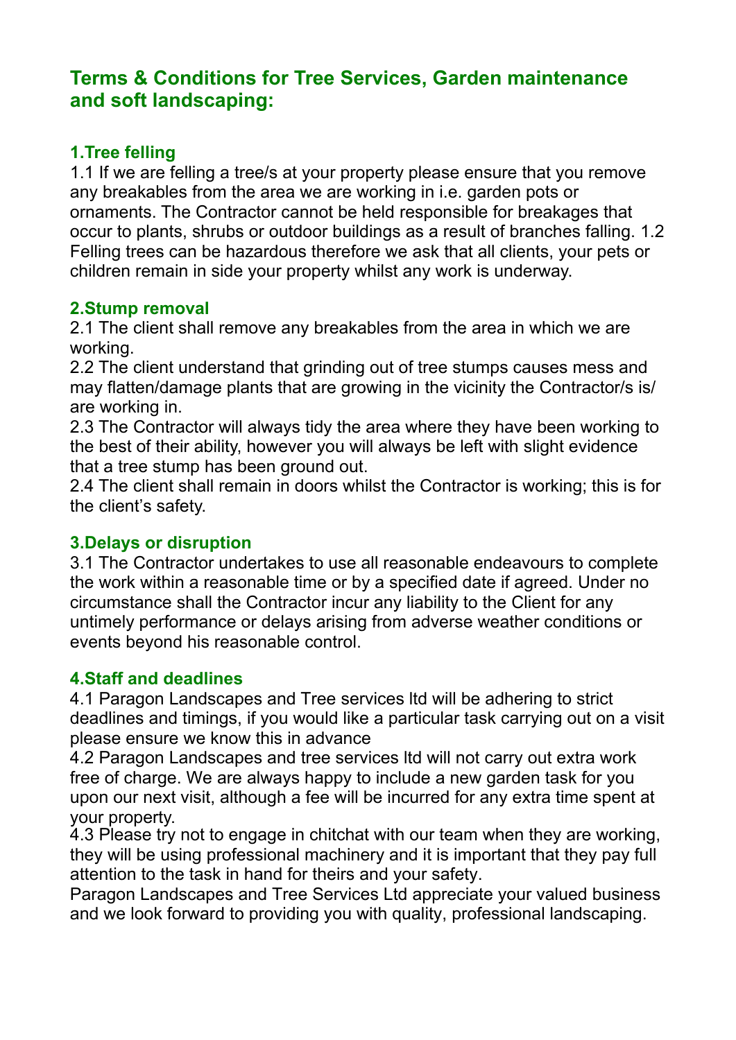## Terms & Conditions for Tree Services, Garden maintenance and soft landscaping:

### 1.Tree felling

1.1 If we are felling a tree/s at your property please ensure that you remove any breakables from the area we are working in i.e. garden pots or ornaments. The Contractor cannot be held responsible for breakages that occur to plants, shrubs or outdoor buildings as a result of branches falling. 1.2 Felling trees can be hazardous therefore we ask that all clients, your pets or children remain in side your property whilst any work is underway.

### 2.Stump removal

2.1 The client shall remove any breakables from the area in which we are working.

2.2 The client understand that grinding out of tree stumps causes mess and may flatten/damage plants that are growing in the vicinity the Contractor/s is/are working in.

2.3 The Contractor will always tidy the area where they have been working to the best of their ability, however you will always be left with slight evidence that a tree stump has been ground out.

2.4 The client shall remain in doors whilst the Contractor is working; this is for the client's safety.

### 3.Delays or disruption

3.1 The Contractor undertakes to use all reasonable endeavours to complete the work within a reasonable time or by a specified date if agreed. Under no circumstance shall the Contractor incur any liability to the Client for any untimely performance or delays arising from adverse weather conditions or events beyond his reasonable control.

### 4.Staff and deadlines

4.1 Paragon Landscapes and Tree services ltd will be adhering to strict deadlines and timings, if you would like a particular task carrying out on a visit please ensure we know this in advance

4.2 Paragon Landscapes and tree services ltd will not carry out extra work free of charge. We are always happy to include a new garden task for you upon our next visit, although a fee will be incurred for any extra time spent at your property.

4.3 Please try not to engage in chitchat with our team when they are working, they will be using professional machinery and it is important that they pay full attention to the task in hand for theirs and your safety.

Paragon Landscapes and Tree Services Ltd appreciate your valued business and we look forward to providing you with quality, professional landscaping.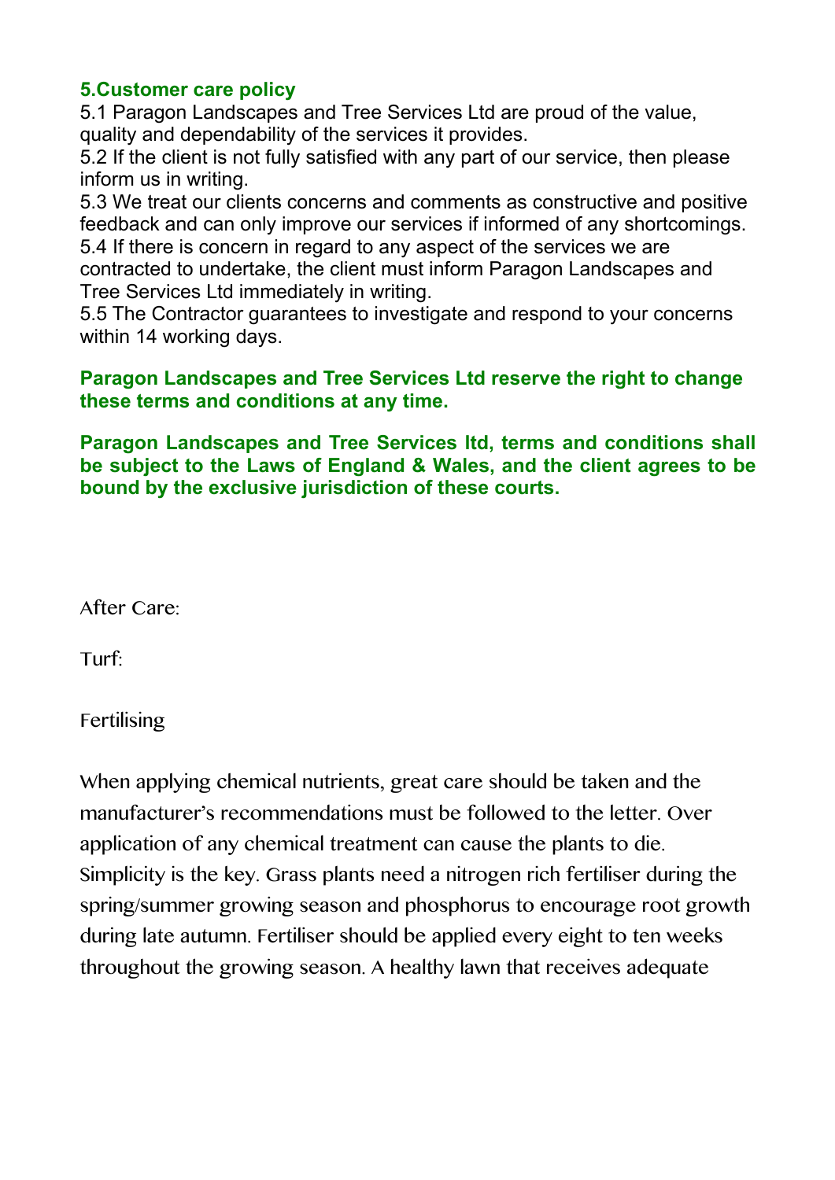## 5.Customer care policy

5.1 Paragon Landscapes and Tree Services Ltd are proud of the value, quality and dependability of the services it provides.
5.2 If the client is not fully satisfied with any part of our service, then please inform us in writing.
5.3 We treat our clients concerns and comments as constructive and positive feedback and can only improve our services if informed of any shortcomings.
5.4 If there is concern in regard to any aspect of the services we are contracted to undertake, the client must inform Paragon Landscapes and Tree Services Ltd immediately in writing.
5.5 The Contractor guarantees to investigate and respond to your concerns within 14 working days.

**Paragon Landscapes and Tree Services Ltd reserve the right to change these terms and conditions at any time.**

**Paragon Landscapes and Tree Services ltd, terms and conditions shall be subject to the Laws of England & Wales, and the client agrees to be bound by the exclusive jurisdiction of these courts.**

After Care:

Turf:

Fertilising

When applying chemical nutrients, great care should be taken and the manufacturer's recommendations must be followed to the letter. Over application of any chemical treatment can cause the plants to die. Simplicity is the key. Grass plants need a nitrogen rich fertiliser during the spring/summer growing season and phosphorus to encourage root growth during late autumn. Fertiliser should be applied every eight to ten weeks throughout the growing season. A healthy lawn that receives adequate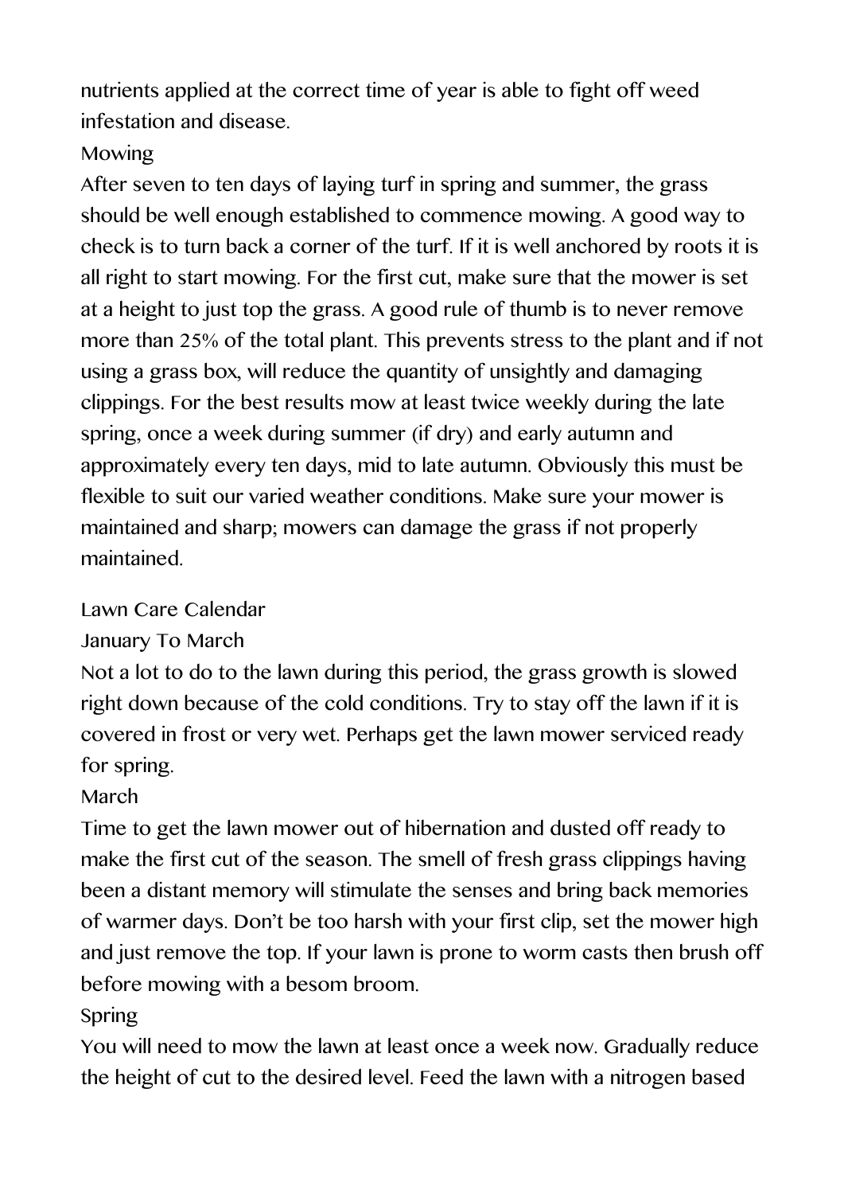nutrients applied at the correct time of year is able to fight off weed infestation and disease.

## Mowing

After seven to ten days of laying turf in spring and summer, the grass should be well enough established to commence mowing. A good way to check is to turn back a corner of the turf. If it is well anchored by roots it is all right to start mowing. For the first cut, make sure that the mower is set at a height to just top the grass. A good rule of thumb is to never remove more than 25% of the total plant. This prevents stress to the plant and if not using a grass box, will reduce the quantity of unsightly and damaging clippings. For the best results mow at least twice weekly during the late spring, once a week during summer (if dry) and early autumn and approximately every ten days, mid to late autumn. Obviously this must be flexible to suit our varied weather conditions. Make sure your mower is maintained and sharp; mowers can damage the grass if not properly maintained.

## Lawn Care Calendar

### January To March

Not a lot to do to the lawn during this period, the grass growth is slowed right down because of the cold conditions. Try to stay off the lawn if it is covered in frost or very wet. Perhaps get the lawn mower serviced ready for spring.

### March

Time to get the lawn mower out of hibernation and dusted off ready to make the first cut of the season. The smell of fresh grass clippings having been a distant memory will stimulate the senses and bring back memories of warmer days. Don't be too harsh with your first clip, set the mower high and just remove the top. If your lawn is prone to worm casts then brush off before mowing with a besom broom.

### Spring

You will need to mow the lawn at least once a week now. Gradually reduce the height of cut to the desired level. Feed the lawn with a nitrogen based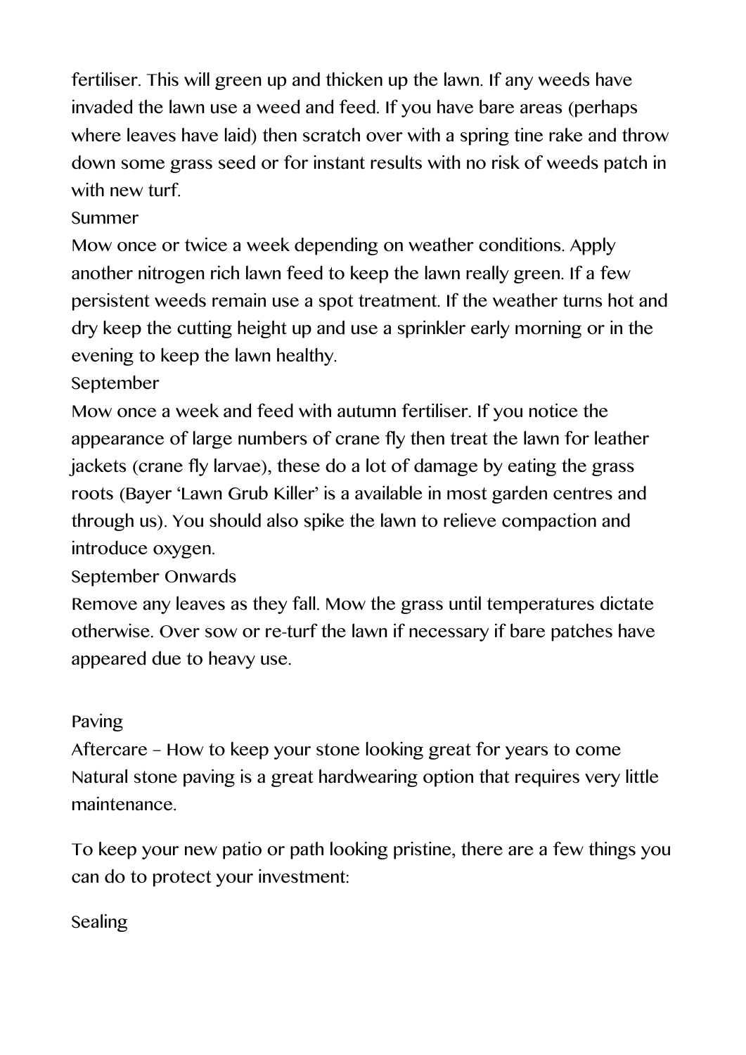fertiliser. This will green up and thicken up the lawn. If any weeds have invaded the lawn use a weed and feed. If you have bare areas (perhaps where leaves have laid) then scratch over with a spring tine rake and throw down some grass seed or for instant results with no risk of weeds patch in with new turf.

### Summer

Mow once or twice a week depending on weather conditions. Apply another nitrogen rich lawn feed to keep the lawn really green. If a few persistent weeds remain use a spot treatment. If the weather turns hot and dry keep the cutting height up and use a sprinkler early morning or in the evening to keep the lawn healthy.

### September

Mow once a week and feed with autumn fertiliser. If you notice the appearance of large numbers of crane fly then treat the lawn for leather jackets (crane fly larvae), these do a lot of damage by eating the grass roots (Bayer 'Lawn Grub Killer' is a available in most garden centres and through us). You should also spike the lawn to relieve compaction and introduce oxygen.

### September Onwards

Remove any leaves as they fall. Mow the grass until temperatures dictate otherwise. Over sow or re-turf the lawn if necessary if bare patches have appeared due to heavy use.

## Paving

### Aftercare – How to keep your stone looking great for years to come

Natural stone paving is a great hardwearing option that requires very little maintenance.

To keep your new patio or path looking pristine, there are a few things you can do to protect your investment:

### Sealing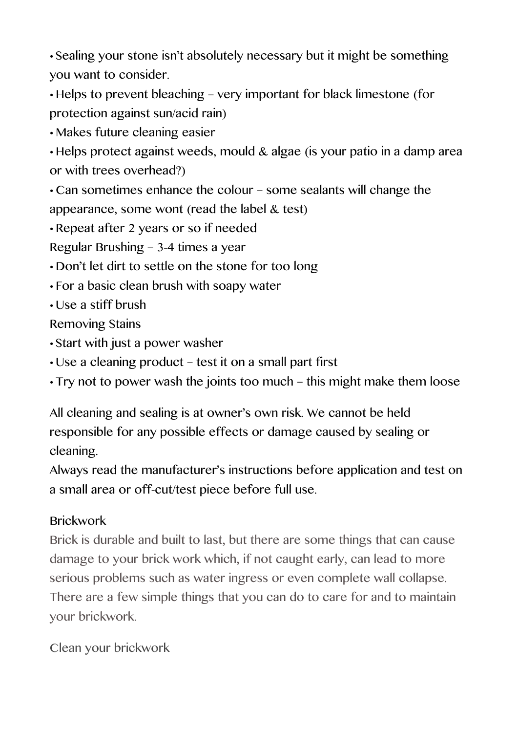- Sealing your stone isn't absolutely necessary but it might be something you want to consider.
- Helps to prevent bleaching – very important for black limestone (for protection against sun/acid rain)
- Makes future cleaning easier
- Helps protect against weeds, mould & algae (is your patio in a damp area or with trees overhead?)
- Can sometimes enhance the colour – some sealants will change the appearance, some wont (read the label & test)
- Repeat after 2 years or so if needed

Regular Brushing – 3-4 times a year

- Don't let dirt to settle on the stone for too long
- For a basic clean brush with soapy water
- Use a stiff brush

Removing Stains

- Start with just a power washer
- Use a cleaning product – test it on a small part first
- Try not to power wash the joints too much – this might make them loose

All cleaning and sealing is at owner's own risk. We cannot be held responsible for any possible effects or damage caused by sealing or cleaning.
Always read the manufacturer's instructions before application and test on a small area or off-cut/test piece before full use.

## Brickwork

Brick is durable and built to last, but there are some things that can cause damage to your brick work which, if not caught early, can lead to more serious problems such as water ingress or even complete wall collapse. There are a few simple things that you can do to care for and to maintain your brickwork.

### Clean your brickwork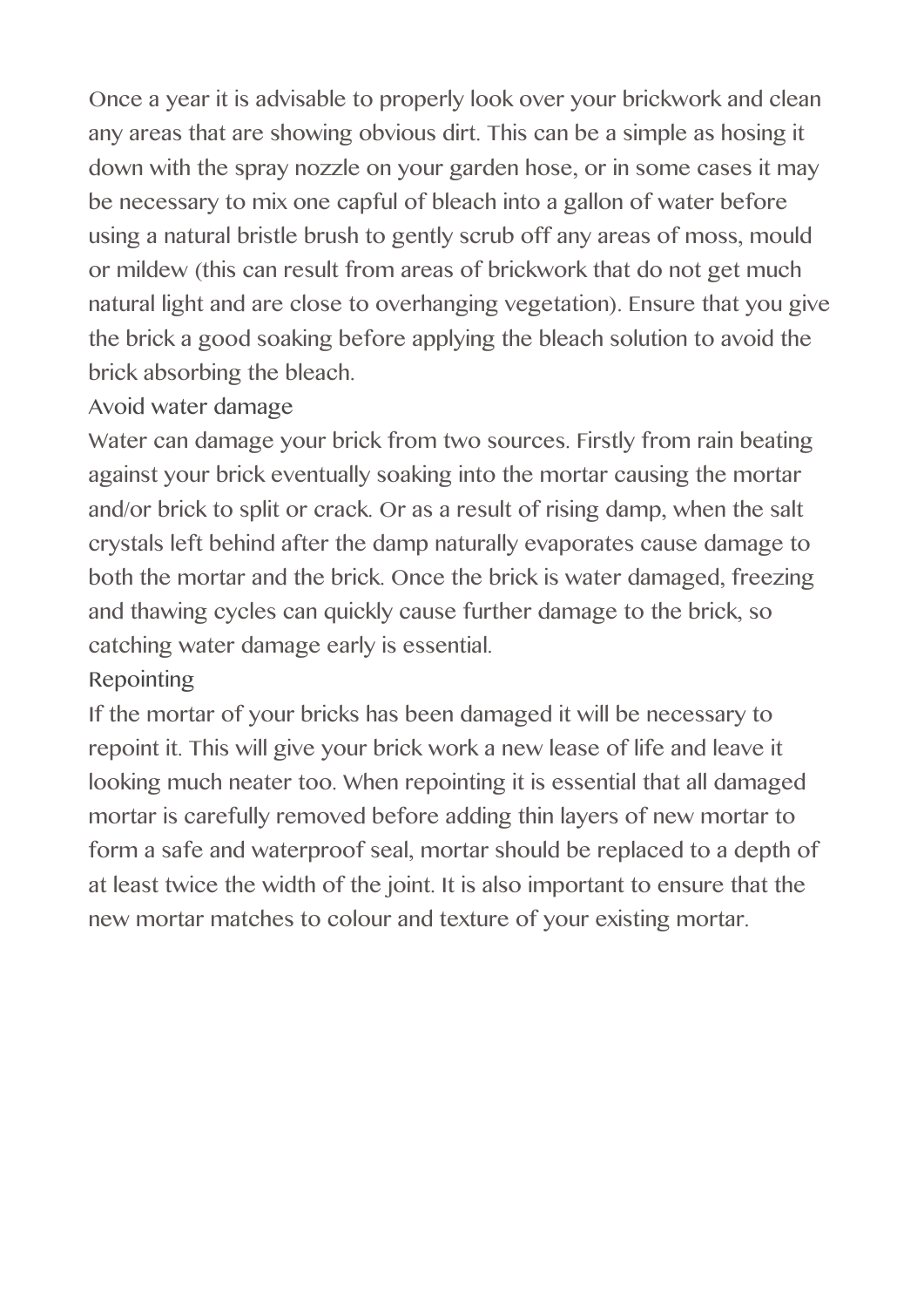Once a year it is advisable to properly look over your brickwork and clean any areas that are showing obvious dirt. This can be a simple as hosing it down with the spray nozzle on your garden hose, or in some cases it may be necessary to mix one capful of bleach into a gallon of water before using a natural bristle brush to gently scrub off any areas of moss, mould or mildew (this can result from areas of brickwork that do not get much natural light and are close to overhanging vegetation). Ensure that you give the brick a good soaking before applying the bleach solution to avoid the brick absorbing the bleach.

## Avoid water damage

Water can damage your brick from two sources. Firstly from rain beating against your brick eventually soaking into the mortar causing the mortar and/or brick to split or crack. Or as a result of rising damp, when the salt crystals left behind after the damp naturally evaporates cause damage to both the mortar and the brick. Once the brick is water damaged, freezing and thawing cycles can quickly cause further damage to the brick, so catching water damage early is essential.

## Repointing

If the mortar of your bricks has been damaged it will be necessary to repoint it. This will give your brick work a new lease of life and leave it looking much neater too. When repointing it is essential that all damaged mortar is carefully removed before adding thin layers of new mortar to form a safe and waterproof seal, mortar should be replaced to a depth of at least twice the width of the joint. It is also important to ensure that the new mortar matches to colour and texture of your existing mortar.